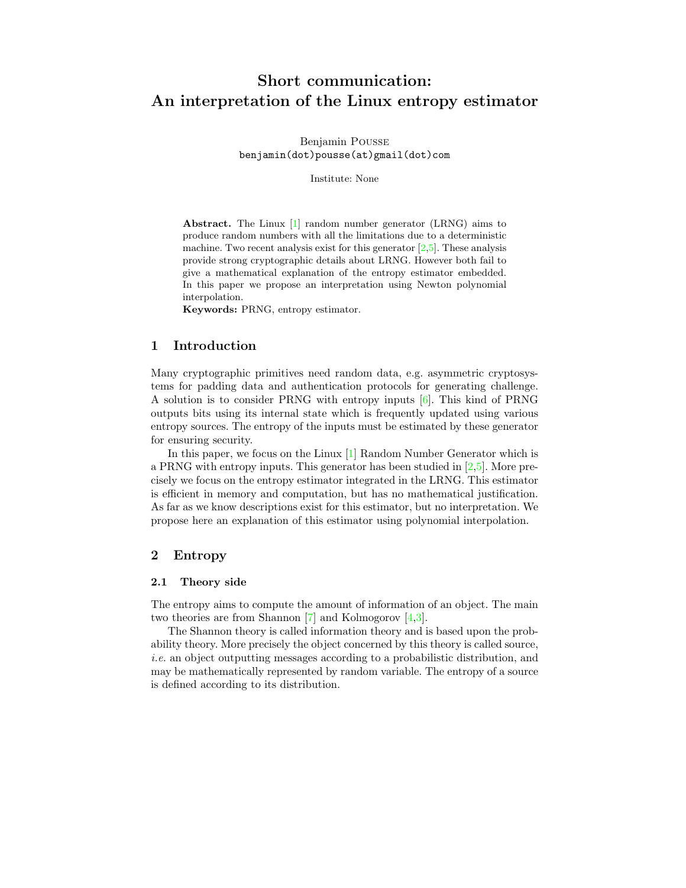# Short communication: An interpretation of the Linux entropy estimator

Benjamin Pousse
benjamin(dot)pousse(at)gmail(dot)com

Institute: None

**Abstract.** The Linux [1] random number generator (LRNG) aims to produce random numbers with all the limitations due to a deterministic machine. Two recent analysis exist for this generator [2,5]. These analysis provide strong cryptographic details about LRNG. However both fail to give a mathematical explanation of the entropy estimator embedded. In this paper we propose an interpretation using Newton polynomial interpolation.
**Keywords:** PRNG, entropy estimator.

## 1 Introduction

Many cryptographic primitives need random data, e.g. asymmetric cryptosystems for padding data and authentication protocols for generating challenge. A solution is to consider PRNG with entropy inputs [6]. This kind of PRNG outputs bits using its internal state which is frequently updated using various entropy sources. The entropy of the inputs must be estimated by these generator for ensuring security.

In this paper, we focus on the Linux [1] Random Number Generator which is a PRNG with entropy inputs. This generator has been studied in [2,5]. More precisely we focus on the entropy estimator integrated in the LRNG. This estimator is efficient in memory and computation, but has no mathematical justification. As far as we know descriptions exist for this estimator, but no interpretation. We propose here an explanation of this estimator using polynomial interpolation.

## 2 Entropy

### 2.1 Theory side

The entropy aims to compute the amount of information of an object. The main two theories are from Shannon [7] and Kolmogorov [4,3].

The Shannon theory is called information theory and is based upon the probability theory. More precisely the object concerned by this theory is called source, *i.e.* an object outputting messages according to a probabilistic distribution, and may be mathematically represented by random variable. The entropy of a source is defined according to its distribution.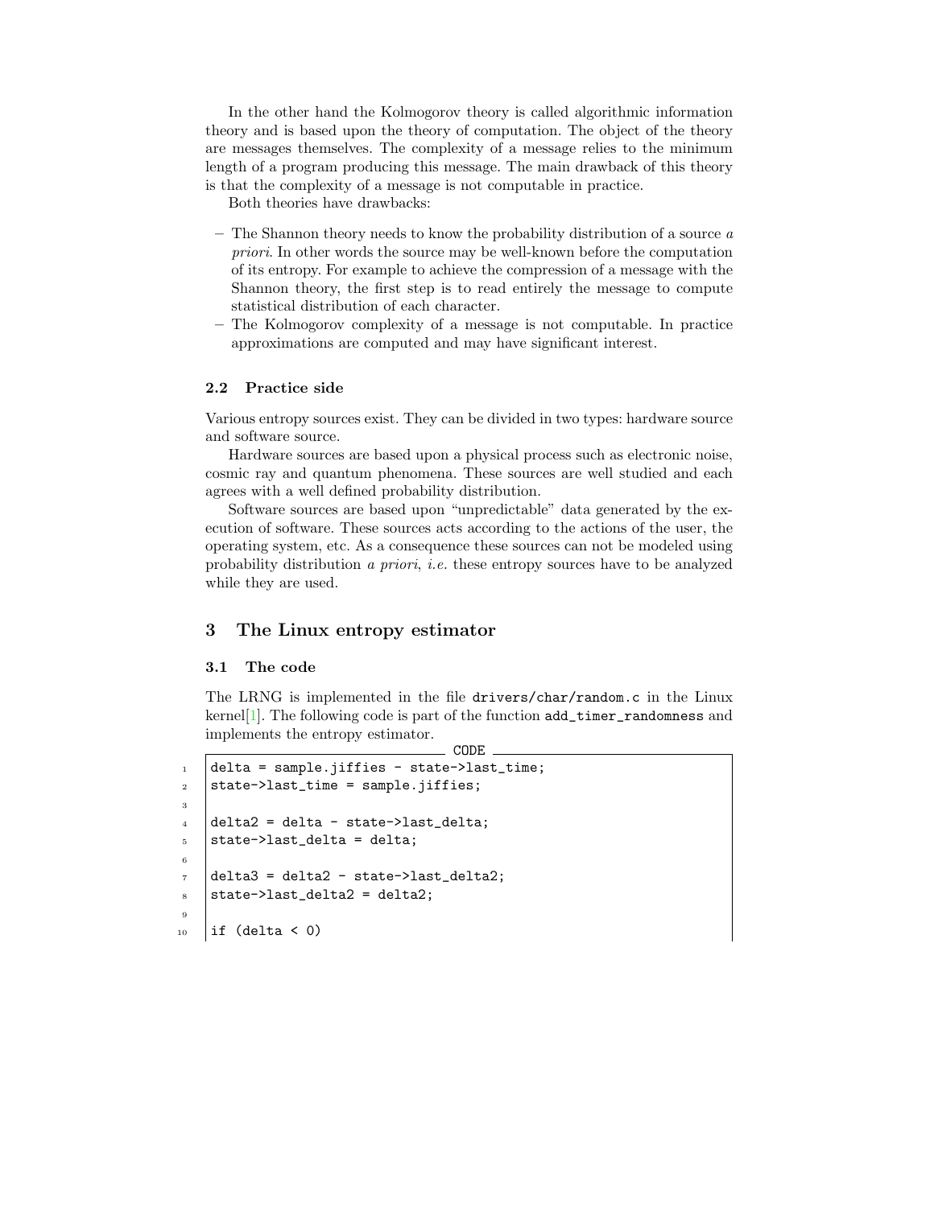In the other hand the Kolmogorov theory is called algorithmic information theory and is based upon the theory of computation. The object of the theory are messages themselves. The complexity of a message relies to the minimum length of a program producing this message. The main drawback of this theory is that the complexity of a message is not computable in practice.

Both theories have drawbacks:

- The Shannon theory needs to know the probability distribution of a source *a priori*. In other words the source may be well-known before the computation of its entropy. For example to achieve the compression of a message with the Shannon theory, the first step is to read entirely the message to compute statistical distribution of each character.
- The Kolmogorov complexity of a message is not computable. In practice approximations are computed and may have significant interest.

### 2.2 Practice side

Various entropy sources exist. They can be divided in two types: hardware source and software source.

Hardware sources are based upon a physical process such as electronic noise, cosmic ray and quantum phenomena. These sources are well studied and each agrees with a well defined probability distribution.

Software sources are based upon "unpredictable" data generated by the execution of software. These sources acts according to the actions of the user, the operating system, etc. As a consequence these sources can not be modeled using probability distribution *a priori*, *i.e.* these entropy sources have to be analyzed while they are used.

## 3 The Linux entropy estimator

### 3.1 The code

The LRNG is implemented in the file drivers/char/random.c in the Linux kernel[1]. The following code is part of the function add_timer_randomness and implements the entropy estimator.

CODE

```
delta = sample.jiffies - state->last_time;
state->last_time = sample.jiffies;

delta2 = delta - state->last_delta;
state->last_delta = delta;

delta3 = delta2 - state->last_delta2;
state->last_delta2 = delta2;

if (delta < 0)
```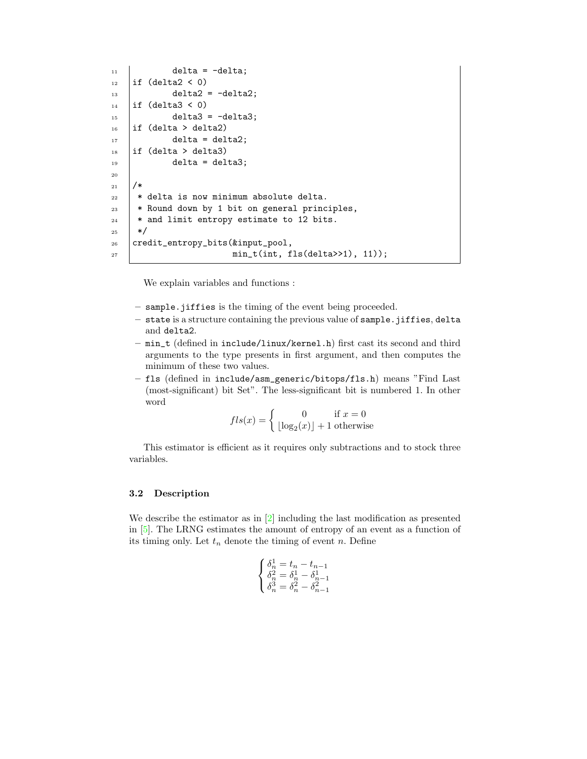```
        delta = -delta;
if (delta2 < 0)
        delta2 = -delta2;
if (delta3 < 0)
        delta3 = -delta3;
if (delta > delta2)
        delta = delta2;
if (delta > delta3)
        delta = delta3;

/*
 * delta is now minimum absolute delta.
 * Round down by 1 bit on general principles,
 * and limit entropy estimate to 12 bits.
 */
credit_entropy_bits(&input_pool,
                    min_t(int, fls(delta>>1), 11));
```

We explain variables and functions :

- `sample.jiffies` is the timing of the event being proceeded.
- `state` is a structure containing the previous value of `sample.jiffies`, `delta` and `delta2`.
- `min_t` (defined in `include/linux/kernel.h`) first cast its second and third arguments to the type presents in first argument, and then computes the minimum of these two values.
- `fls` (defined in `include/asm_generic/bitops/fls.h`) means "Find Last (most-significant) bit Set". The less-significant bit is numbered 1. In other word

$$fls(x) = \begin{cases} 0 & \text{if } x = 0 \\ \lfloor \log_2(x) \rfloor + 1 & \text{otherwise} \end{cases}$$

This estimator is efficient as it requires only subtractions and to stock three variables.

### 3.2 Description

We describe the estimator as in [2] including the last modification as presented in [5]. The LRNG estimates the amount of entropy of an event as a function of its timing only. Let $t_n$ denote the timing of event $n$. Define

$$\begin{cases} \delta_n^1 = t_n - t_{n-1} \\ \delta_n^2 = \delta_n^1 - \delta_{n-1}^1 \\ \delta_n^3 = \delta_n^2 - \delta_{n-1}^2 \end{cases}$$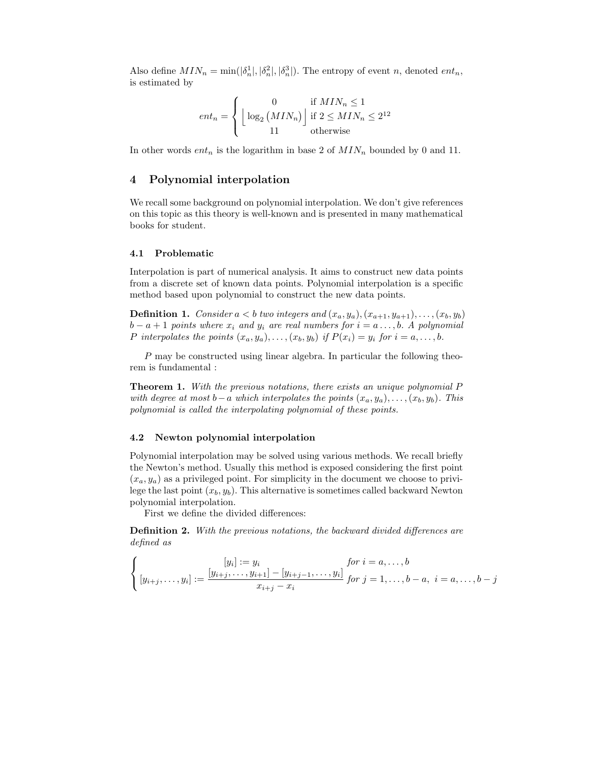Also define $MIN_n = \min(|\delta_n^1|, |\delta_n^2|, |\delta_n^3|)$. The entropy of event $n$, denoted $ent_n$, is estimated by

$$ent_n = \begin{cases} 0 & \text{if } MIN_n \leq 1 \\ \left\lfloor \log_2 \left( MIN_n \right) \right\rfloor & \text{if } 2 \leq MIN_n \leq 2^{12} \\ 11 & \text{otherwise} \end{cases}$$

In other words $ent_n$ is the logarithm in base 2 of $MIN_n$ bounded by 0 and 11.

## 4 Polynomial interpolation

We recall some background on polynomial interpolation. We don't give references on this topic as this theory is well-known and is presented in many mathematical books for student.

### 4.1 Problematic

Interpolation is part of numerical analysis. It aims to construct new data points from a discrete set of known data points. Polynomial interpolation is a specific method based upon polynomial to construct the new data points.

**Definition 1.** *Consider $a < b$ two integers and $(x_a, y_a), (x_{a+1}, y_{a+1}), \ldots, (x_b, y_b)$ $b - a + 1$ points where $x_i$ and $y_i$ are real numbers for $i = a \ldots, b$. A polynomial $P$ interpolates the points $(x_a, y_a), \ldots, (x_b, y_b)$ if $P(x_i) = y_i$ for $i = a, \ldots, b$.*

$P$ may be constructed using linear algebra. In particular the following theorem is fundamental :

**Theorem 1.** *With the previous notations, there exists an unique polynomial $P$ with degree at most $b - a$ which interpolates the points $(x_a, y_a), \ldots, (x_b, y_b)$. This polynomial is called the interpolating polynomial of these points.*

### 4.2 Newton polynomial interpolation

Polynomial interpolation may be solved using various methods. We recall briefly the Newton's method. Usually this method is exposed considering the first point $(x_a, y_a)$ as a privileged point. For simplicity in the document we choose to privilege the last point $(x_b, y_b)$. This alternative is sometimes called backward Newton polynomial interpolation.

First we define the divided differences:

**Definition 2.** *With the previous notations, the backward divided differences are defined as*

$$\begin{cases} [y_i] := y_i & \text{for } i = a, \ldots, b \\ [y_{i+j}, \ldots, y_i] := \dfrac{[y_{i+j}, \ldots, y_{i+1}] - [y_{i+j-1}, \ldots, y_i]}{x_{i+j} - x_i} & \text{for } j = 1, \ldots, b - a, \ i = a, \ldots, b - j \end{cases}$$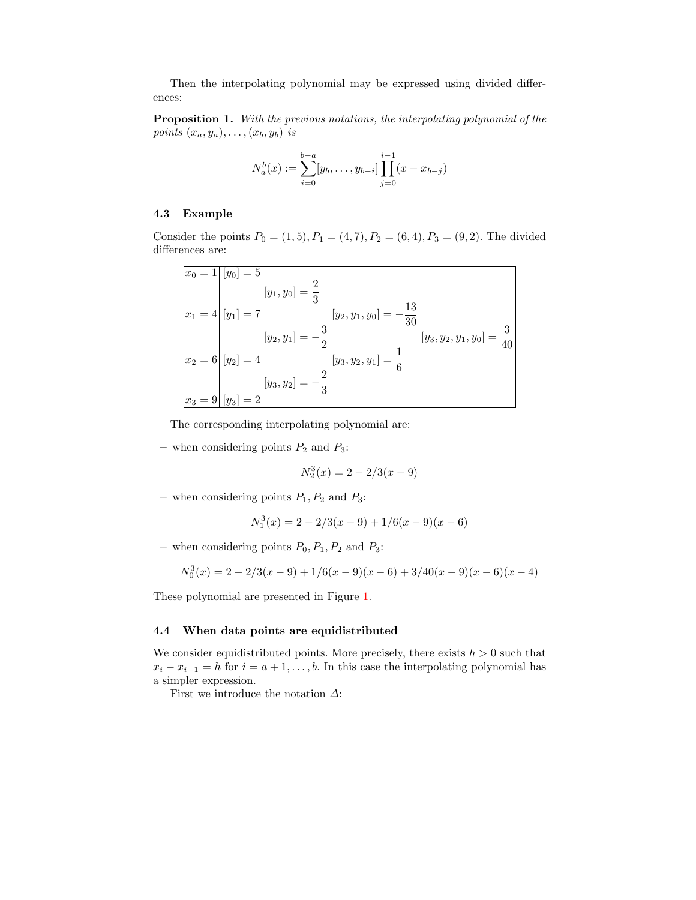Then the interpolating polynomial may be expressed using divided differences:

**Proposition 1.** *With the previous notations, the interpolating polynomial of the points $(x_a, y_a), \dots, (x_b, y_b)$ is*

$$N_a^b(x) := \sum_{i=0}^{b-a} [y_b, \dots, y_{b-i}] \prod_{j=0}^{i-1} (x - x_{b-j})$$

### 4.3 Example

Consider the points $P_0 = (1, 5), P_1 = (4, 7), P_2 = (6, 4), P_3 = (9, 2)$. The divided differences are:

| | | | | |
|---|---|---|---|---|
| $x_0 = 1$ | $[y_0] = 5$ | | | |
| | | $[y_1, y_0] = \frac{2}{3}$ | | |
| $x_1 = 4$ | $[y_1] = 7$ | | $[y_2, y_1, y_0] = -\frac{13}{30}$ | |
| | | $[y_2, y_1] = -\frac{3}{2}$ | | $[y_3, y_2, y_1, y_0] = \frac{3}{40}$ |
| $x_2 = 6$ | $[y_2] = 4$ | | $[y_3, y_2, y_1] = \frac{1}{6}$ | |
| | | $[y_3, y_2] = -\frac{2}{3}$ | | |
| $x_3 = 9$ | $[y_3] = 2$ | | | |

The corresponding interpolating polynomial are:

- when considering points $P_2$ and $P_3$:

$$N_2^3(x) = 2 - 2/3(x - 9)$$

- when considering points $P_1, P_2$ and $P_3$:

$$N_1^3(x) = 2 - 2/3(x - 9) + 1/6(x - 9)(x - 6)$$

- when considering points $P_0, P_1, P_2$ and $P_3$:

$$N_0^3(x) = 2 - 2/3(x - 9) + 1/6(x - 9)(x - 6) + 3/40(x - 9)(x - 6)(x - 4)$$

These polynomial are presented in Figure 1.

### 4.4 When data points are equidistributed

We consider equidistributed points. More precisely, there exists $h > 0$ such that $x_i - x_{i-1} = h$ for $i = a + 1, \dots, b$. In this case the interpolating polynomial has a simpler expression.

First we introduce the notation $\Delta$: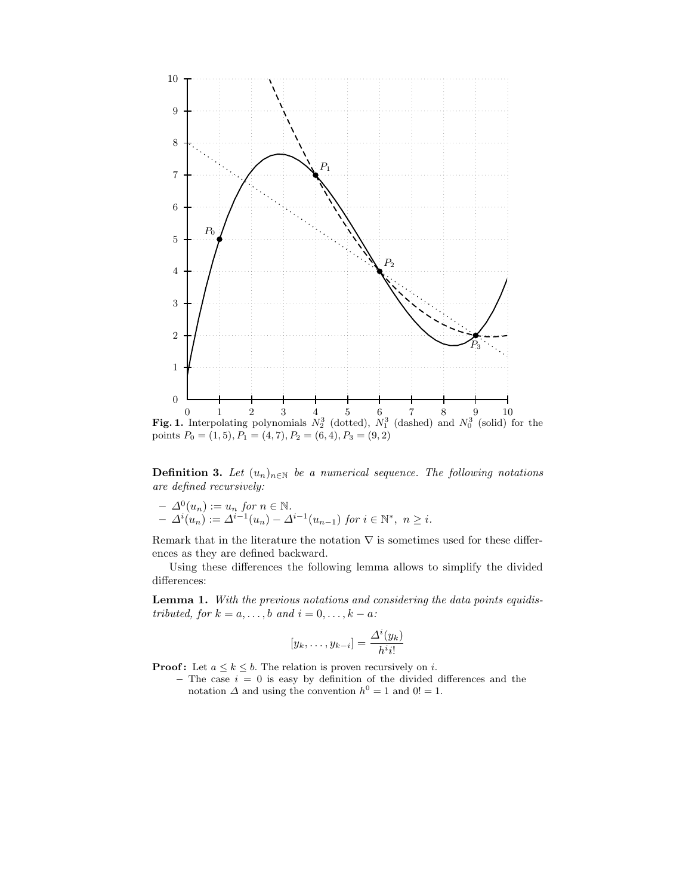**Fig. 1.** Interpolating polynomials $N_2^3$ (dotted), $N_1^3$ (dashed) and $N_0^3$ (solid) for the points $P_0 = (1,5), P_1 = (4,7), P_2 = (6,4), P_3 = (9,2)$

**Definition 3.** *Let $(u_n)_{n\in\mathbb{N}}$ be a numerical sequence. The following notations are defined recursively:*

- $\Delta^0(u_n) := u_n$ *for* $n \in \mathbb{N}$.
- $\Delta^i(u_n) := \Delta^{i-1}(u_n) - \Delta^{i-1}(u_{n-1})$ *for* $i \in \mathbb{N}^*,\ n \geq i$.

Remark that in the literature the notation $\nabla$ is sometimes used for these differences as they are defined backward.

Using these differences the following lemma allows to simplify the divided differences:

**Lemma 1.** *With the previous notations and considering the data points equidistributed, for $k = a, \ldots, b$ and $i = 0, \ldots, k-a$:*

$$[y_k, \ldots, y_{k-i}] = \frac{\Delta^i(y_k)}{h^i i!}$$

**Proof:** Let $a \leq k \leq b$. The relation is proven recursively on $i$.

- The case $i = 0$ is easy by definition of the divided differences and the notation $\Delta$ and using the convention $h^0 = 1$ and $0! = 1$.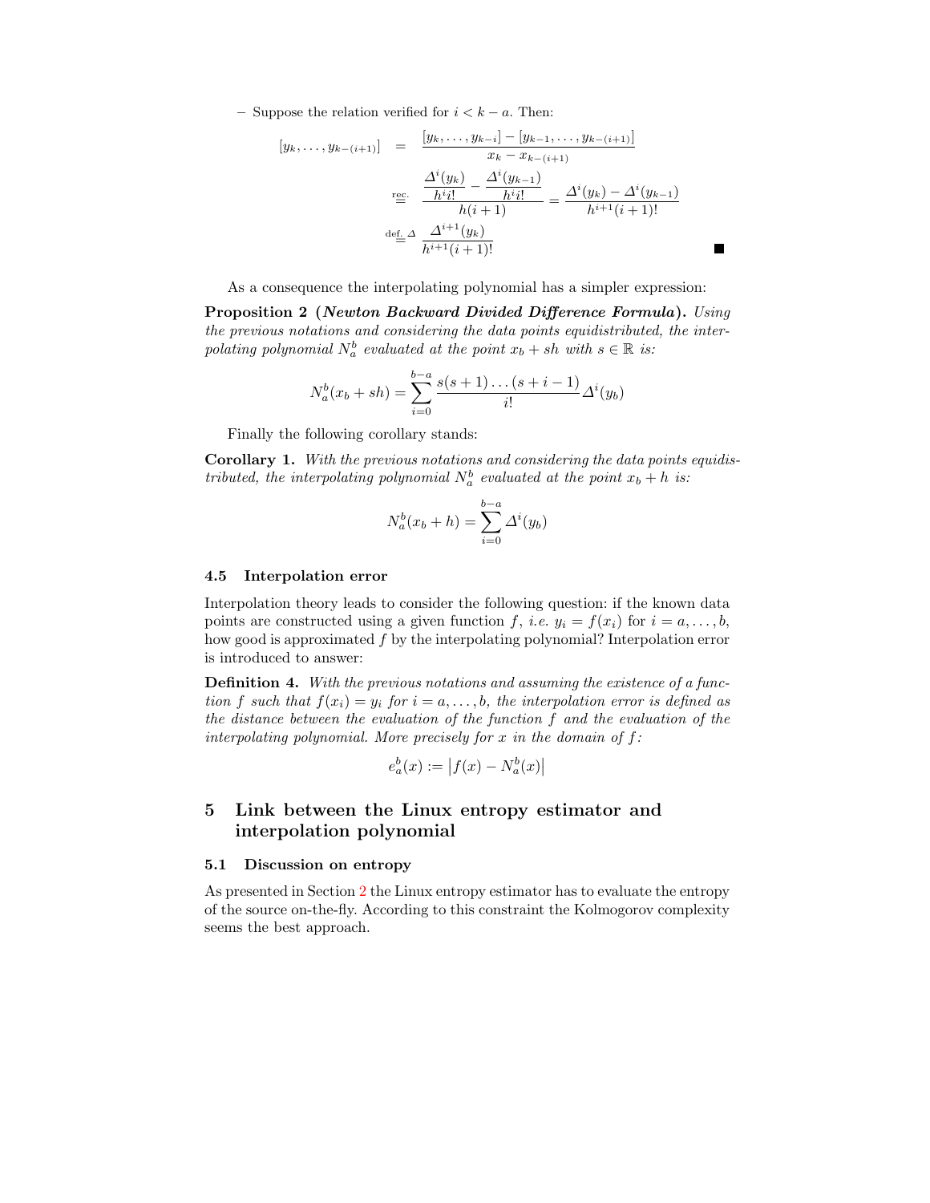– Suppose the relation verified for $i < k - a$. Then:

$$
\begin{aligned}
[y_k, \ldots, y_{k-(i+1)}] &= \frac{[y_k, \ldots, y_{k-i}] - [y_{k-1}, \ldots, y_{k-(i+1)}]}{x_k - x_{k-(i+1)}} \\
&\overset{\text{rec.}}{=} \frac{\dfrac{\Delta^i(y_k)}{h^i i!} - \dfrac{\Delta^i(y_{k-1})}{h^i i!}}{h(i+1)} = \frac{\Delta^i(y_k) - \Delta^i(y_{k-1})}{h^{i+1}(i+1)!} \\
&\overset{\text{def. } \Delta}{=} \frac{\Delta^{i+1}(y_k)}{h^{i+1}(i+1)!}
\end{aligned}
$$

■

As a consequence the interpolating polynomial has a simpler expression:

**Proposition 2 (*Newton Backward Divided Difference Formula*).** *Using the previous notations and considering the data points equidistributed, the interpolating polynomial $N_a^b$ evaluated at the point $x_b + sh$ with $s \in \mathbb{R}$ is:*

$$
N_a^b(x_b + sh) = \sum_{i=0}^{b-a} \frac{s(s+1)\ldots(s+i-1)}{i!} \Delta^i(y_b)
$$

Finally the following corollary stands:

**Corollary 1.** *With the previous notations and considering the data points equidistributed, the interpolating polynomial $N_a^b$ evaluated at the point $x_b + h$ is:*

$$
N_a^b(x_b + h) = \sum_{i=0}^{b-a} \Delta^i(y_b)
$$

### 4.5 Interpolation error

Interpolation theory leads to consider the following question: if the known data points are constructed using a given function $f$, *i.e.* $y_i = f(x_i)$ for $i = a, \ldots, b$, how good is approximated $f$ by the interpolating polynomial? Interpolation error is introduced to answer:

**Definition 4.** *With the previous notations and assuming the existence of a function $f$ such that $f(x_i) = y_i$ for $i = a, \ldots, b$, the interpolation error is defined as the distance between the evaluation of the function $f$ and the evaluation of the interpolating polynomial. More precisely for $x$ in the domain of $f$:*

$$
e_a^b(x) := \left| f(x) - N_a^b(x) \right|
$$

## 5 Link between the Linux entropy estimator and interpolation polynomial

### 5.1 Discussion on entropy

As presented in Section 2 the Linux entropy estimator has to evaluate the entropy of the source on-the-fly. According to this constraint the Kolmogorov complexity seems the best approach.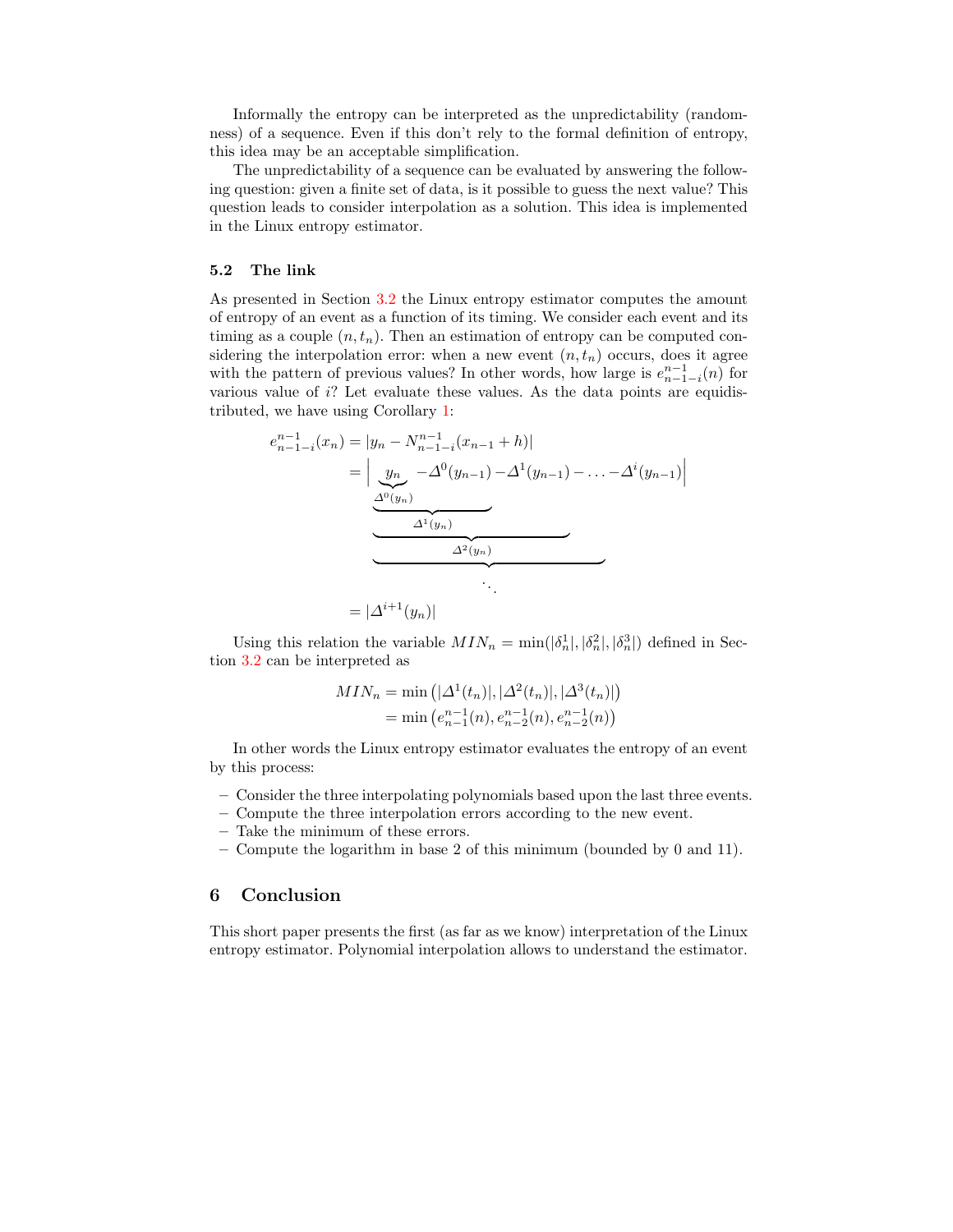Informally the entropy can be interpreted as the unpredictability (randomness) of a sequence. Even if this don't rely to the formal definition of entropy, this idea may be an acceptable simplification.

The unpredictability of a sequence can be evaluated by answering the following question: given a finite set of data, is it possible to guess the next value? This question leads to consider interpolation as a solution. This idea is implemented in the Linux entropy estimator.

### 5.2 The link

As presented in Section 3.2 the Linux entropy estimator computes the amount of entropy of an event as a function of its timing. We consider each event and its timing as a couple $(n, t_n)$. Then an estimation of entropy can be computed considering the interpolation error: when a new event $(n, t_n)$ occurs, does it agree with the pattern of previous values? In other words, how large is $e^{n-1}_{n-1-i}(n)$ for various value of $i$? Let evaluate these values. As the data points are equidistributed, we have using Corollary 1:

$$
\begin{aligned}
e^{n-1}_{n-1-i}(x_n) &= |y_n - N^{n-1}_{n-1-i}(x_{n-1}+h)| \\
&= \Big| \underbrace{\underbrace{\underbrace{\underbrace{y_n}_{\Delta^0(y_n)} - \Delta^0(y_{n-1})}_{\Delta^1(y_n)} - \Delta^1(y_{n-1})}_{\Delta^2(y_n)} - \ldots}_{\ddots} - \Delta^i(y_{n-1}) \Big| \\
&= |\Delta^{i+1}(y_n)|
\end{aligned}
$$

Using this relation the variable $MIN_n = \min(|\delta^1_n|, |\delta^2_n|, |\delta^3_n|)$ defined in Section 3.2 can be interpreted as

$$
\begin{aligned}
MIN_n &= \min\left(|\Delta^1(t_n)|, |\Delta^2(t_n)|, |\Delta^3(t_n)|\right) \\
&= \min\left(e^{n-1}_{n-1}(n), e^{n-1}_{n-2}(n), e^{n-1}_{n-2}(n)\right)
\end{aligned}
$$

In other words the Linux entropy estimator evaluates the entropy of an event by this process:

- Consider the three interpolating polynomials based upon the last three events.
- Compute the three interpolation errors according to the new event.
- Take the minimum of these errors.
- Compute the logarithm in base 2 of this minimum (bounded by 0 and 11).

## 6 Conclusion

This short paper presents the first (as far as we know) interpretation of the Linux entropy estimator. Polynomial interpolation allows to understand the estimator.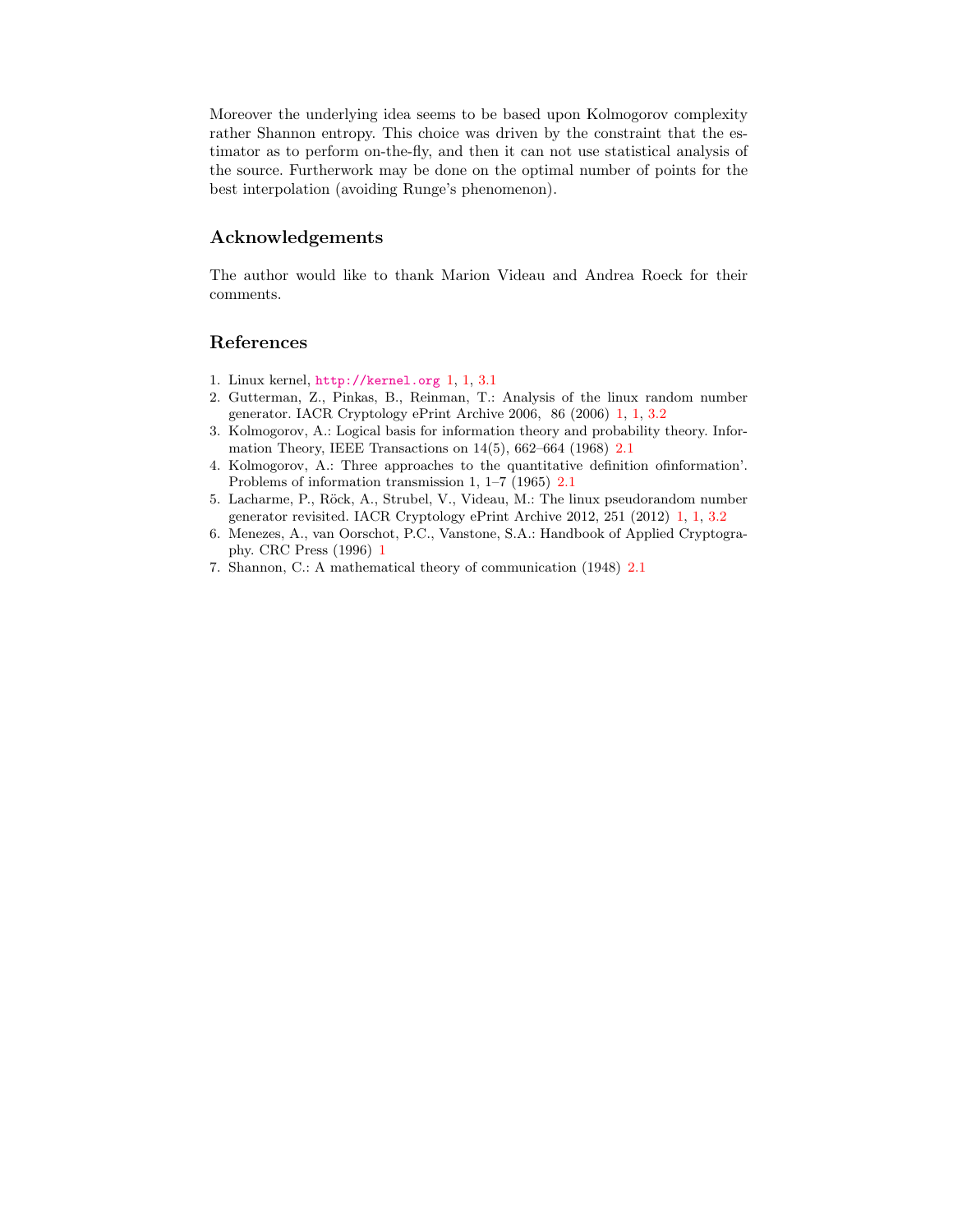Moreover the underlying idea seems to be based upon Kolmogorov complexity rather Shannon entropy. This choice was driven by the constraint that the estimator as to perform on-the-fly, and then it can not use statistical analysis of the source. Furtherwork may be done on the optimal number of points for the best interpolation (avoiding Runge's phenomenon).

## Acknowledgements

The author would like to thank Marion Videau and Andrea Roeck for their comments.

## References

1. Linux kernel, http://kernel.org 1, 1, 3.1
2. Gutterman, Z., Pinkas, B., Reinman, T.: Analysis of the linux random number generator. IACR Cryptology ePrint Archive 2006, 86 (2006) 1, 1, 3.2
3. Kolmogorov, A.: Logical basis for information theory and probability theory. Information Theory, IEEE Transactions on 14(5), 662–664 (1968) 2.1
4. Kolmogorov, A.: Three approaches to the quantitative definition ofinformation'. Problems of information transmission 1, 1–7 (1965) 2.1
5. Lacharme, P., Röck, A., Strubel, V., Videau, M.: The linux pseudorandom number generator revisited. IACR Cryptology ePrint Archive 2012, 251 (2012) 1, 1, 3.2
6. Menezes, A., van Oorschot, P.C., Vanstone, S.A.: Handbook of Applied Cryptography. CRC Press (1996) 1
7. Shannon, C.: A mathematical theory of communication (1948) 2.1